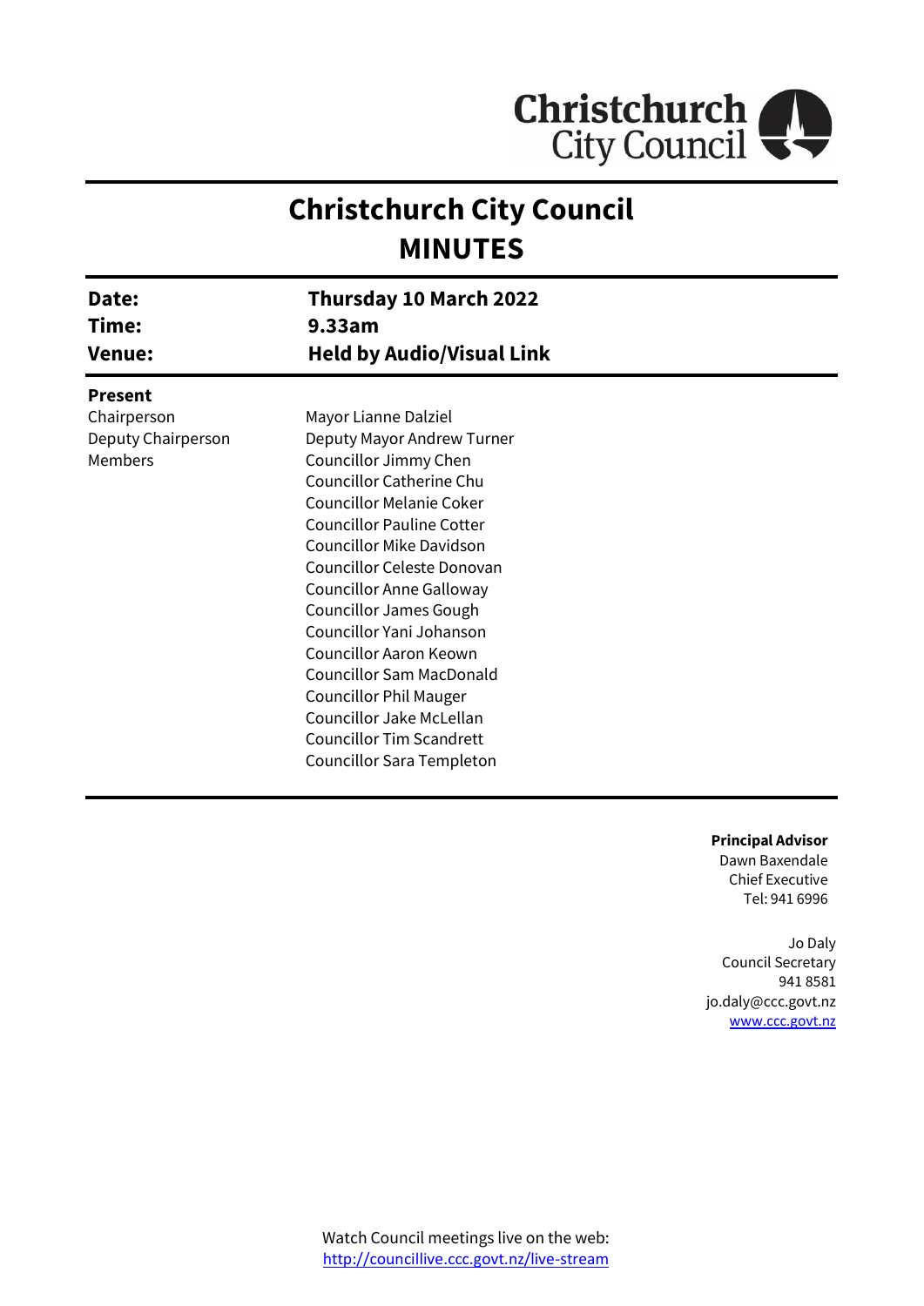# Christchurch City Council

## MINUTES

| | |
|---|---|
| **Date:** | **Thursday 10 March 2022** |
| **Time:** | **9.33am** |
| **Venue:** | **Held by Audio/Visual Link** |

**Present**

| | |
|---|---|
| Chairperson | Mayor Lianne Dalziel |
| Deputy Chairperson | Deputy Mayor Andrew Turner |
| Members | Councillor Jimmy Chen |
| | Councillor Catherine Chu |
| | Councillor Melanie Coker |
| | Councillor Pauline Cotter |
| | Councillor Mike Davidson |
| | Councillor Celeste Donovan |
| | Councillor Anne Galloway |
| | Councillor James Gough |
| | Councillor Yani Johanson |
| | Councillor Aaron Keown |
| | Councillor Sam MacDonald |
| | Councillor Phil Mauger |
| | Councillor Jake McLellan |
| | Councillor Tim Scandrett |
| | Councillor Sara Templeton |

**Principal Advisor**
Dawn Baxendale
Chief Executive
Tel: 941 6996

Jo Daly
Council Secretary
941 8581
jo.daly@ccc.govt.nz
[www.ccc.govt.nz](http://www.ccc.govt.nz)

Watch Council meetings live on the web:
[http://councillive.ccc.govt.nz/live-stream](http://councillive.ccc.govt.nz/live-stream)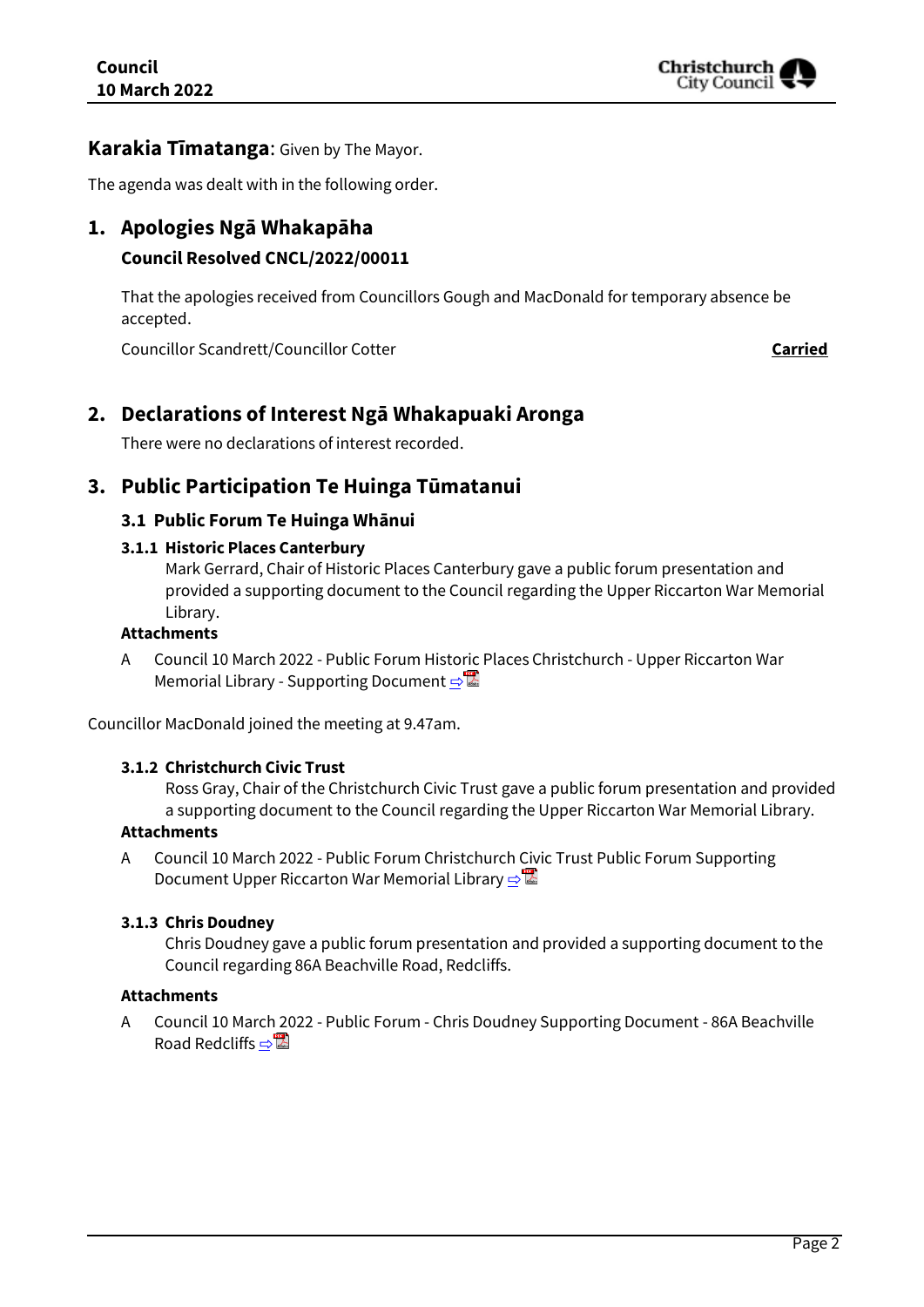**Karakia Tīmatanga**: Given by The Mayor.

The agenda was dealt with in the following order.

# 1. Apologies Ngā Whakapāha

**Council Resolved CNCL/2022/00011**

That the apologies received from Councillors Gough and MacDonald for temporary absence be accepted.

Councillor Scandrett/Councillor Cotter **Carried**

# 2. Declarations of Interest Ngā Whakapuaki Aronga

There were no declarations of interest recorded.

# 3. Public Participation Te Huinga Tūmatanui

## 3.1 Public Forum Te Huinga Whānui

### 3.1.1 Historic Places Canterbury

Mark Gerrard, Chair of Historic Places Canterbury gave a public forum presentation and provided a supporting document to the Council regarding the Upper Riccarton War Memorial Library.

**Attachments**

A Council 10 March 2022 - Public Forum Historic Places Christchurch - Upper Riccarton War Memorial Library - Supporting Document ⇨

Councillor MacDonald joined the meeting at 9.47am.

### 3.1.2 Christchurch Civic Trust

Ross Gray, Chair of the Christchurch Civic Trust gave a public forum presentation and provided a supporting document to the Council regarding the Upper Riccarton War Memorial Library.

**Attachments**

A Council 10 March 2022 - Public Forum Christchurch Civic Trust Public Forum Supporting Document Upper Riccarton War Memorial Library ⇨

### 3.1.3 Chris Doudney

Chris Doudney gave a public forum presentation and provided a supporting document to the Council regarding 86A Beachville Road, Redcliffs.

**Attachments**

A Council 10 March 2022 - Public Forum - Chris Doudney Supporting Document - 86A Beachville Road Redcliffs ⇨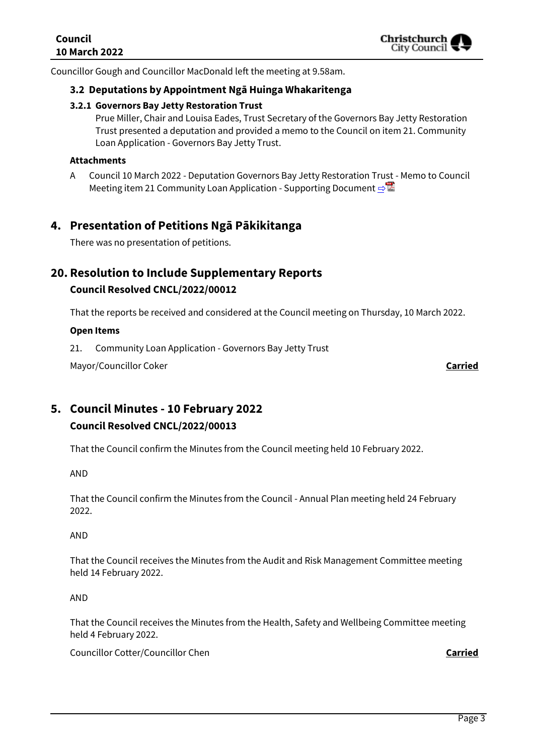Councillor Gough and Councillor MacDonald left the meeting at 9.58am.

### 3.2 Deputations by Appointment Ngā Huinga Whakaritenga

#### 3.2.1 Governors Bay Jetty Restoration Trust

Prue Miller, Chair and Louisa Eades, Trust Secretary of the Governors Bay Jetty Restoration Trust presented a deputation and provided a memo to the Council on item 21. Community Loan Application - Governors Bay Jetty Trust.

**Attachments**

A Council 10 March 2022 - Deputation Governors Bay Jetty Restoration Trust - Memo to Council Meeting item 21 Community Loan Application - Supporting Document ⇨

## 4. Presentation of Petitions Ngā Pākikitanga

There was no presentation of petitions.

## 20. Resolution to Include Supplementary Reports

### Council Resolved CNCL/2022/00012

That the reports be received and considered at the Council meeting on Thursday, 10 March 2022.

**Open Items**

21. Community Loan Application - Governors Bay Jetty Trust

Mayor/Councillor Coker **Carried**

## 5. Council Minutes - 10 February 2022

### Council Resolved CNCL/2022/00013

That the Council confirm the Minutes from the Council meeting held 10 February 2022.

AND

That the Council confirm the Minutes from the Council - Annual Plan meeting held 24 February 2022.

AND

That the Council receives the Minutes from the Audit and Risk Management Committee meeting held 14 February 2022.

AND

That the Council receives the Minutes from the Health, Safety and Wellbeing Committee meeting held 4 February 2022.

Councillor Cotter/Councillor Chen **Carried**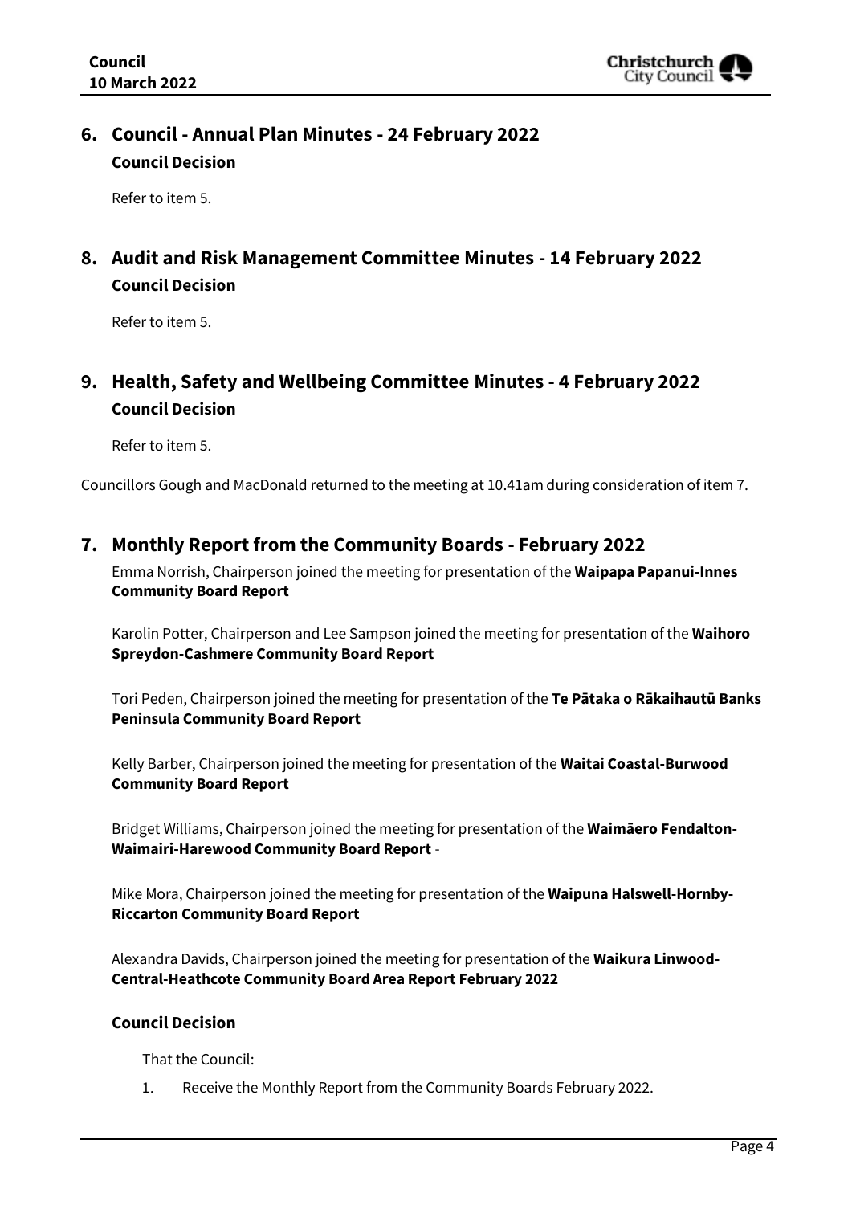## 6. Council - Annual Plan Minutes - 24 February 2022

### Council Decision

Refer to item 5.

## 8. Audit and Risk Management Committee Minutes - 14 February 2022

### Council Decision

Refer to item 5.

## 9. Health, Safety and Wellbeing Committee Minutes - 4 February 2022

### Council Decision

Refer to item 5.

Councillors Gough and MacDonald returned to the meeting at 10.41am during consideration of item 7.

## 7. Monthly Report from the Community Boards - February 2022

Emma Norrish, Chairperson joined the meeting for presentation of the **Waipapa Papanui-Innes Community Board Report**

Karolin Potter, Chairperson and Lee Sampson joined the meeting for presentation of the **Waihoro Spreydon-Cashmere Community Board Report**

Tori Peden, Chairperson joined the meeting for presentation of the **Te Pātaka o Rākaihautū Banks Peninsula Community Board Report**

Kelly Barber, Chairperson joined the meeting for presentation of the **Waitai Coastal-Burwood Community Board Report**

Bridget Williams, Chairperson joined the meeting for presentation of the **Waimāero Fendalton-Waimairi-Harewood Community Board Report** -

Mike Mora, Chairperson joined the meeting for presentation of the **Waipuna Halswell-Hornby-Riccarton Community Board Report**

Alexandra Davids, Chairperson joined the meeting for presentation of the **Waikura Linwood-Central-Heathcote Community Board Area Report February 2022**

### Council Decision

That the Council:

1. Receive the Monthly Report from the Community Boards February 2022.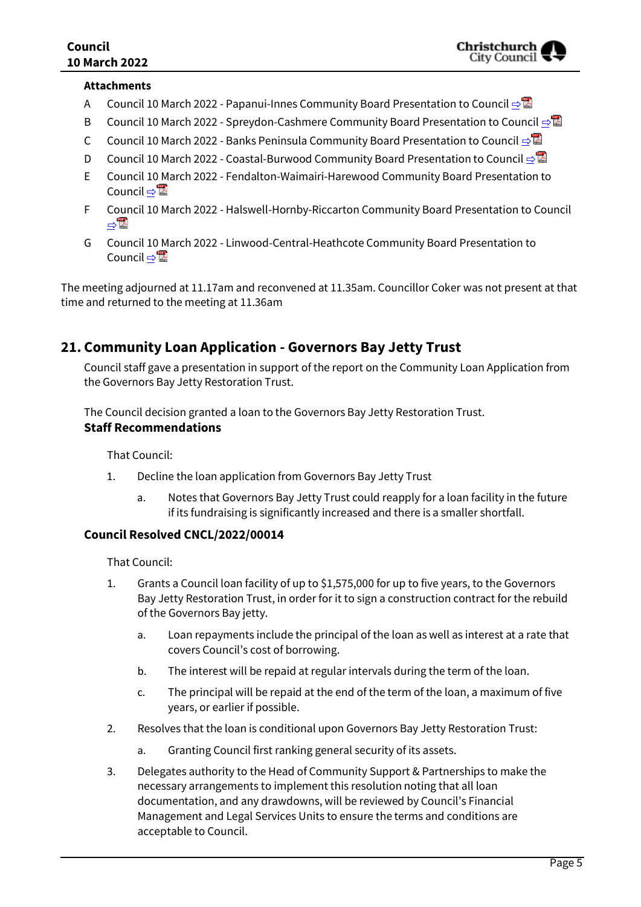**Attachments**

A Council 10 March 2022 - Papanui-Innes Community Board Presentation to Council ⇨

B Council 10 March 2022 - Spreydon-Cashmere Community Board Presentation to Council ⇨

C Council 10 March 2022 - Banks Peninsula Community Board Presentation to Council ⇨

D Council 10 March 2022 - Coastal-Burwood Community Board Presentation to Council ⇨

E Council 10 March 2022 - Fendalton-Waimairi-Harewood Community Board Presentation to Council ⇨

F Council 10 March 2022 - Halswell-Hornby-Riccarton Community Board Presentation to Council ⇨

G Council 10 March 2022 - Linwood-Central-Heathcote Community Board Presentation to Council ⇨

The meeting adjourned at 11.17am and reconvened at 11.35am. Councillor Coker was not present at that time and returned to the meeting at 11.36am

## 21. Community Loan Application - Governors Bay Jetty Trust

Council staff gave a presentation in support of the report on the Community Loan Application from the Governors Bay Jetty Restoration Trust.

The Council decision granted a loan to the Governors Bay Jetty Restoration Trust.

**Staff Recommendations**

That Council:

1. Decline the loan application from Governors Bay Jetty Trust
   a. Notes that Governors Bay Jetty Trust could reapply for a loan facility in the future if its fundraising is significantly increased and there is a smaller shortfall.

**Council Resolved CNCL/2022/00014**

That Council:

1. Grants a Council loan facility of up to $1,575,000 for up to five years, to the Governors Bay Jetty Restoration Trust, in order for it to sign a construction contract for the rebuild of the Governors Bay jetty.
   a. Loan repayments include the principal of the loan as well as interest at a rate that covers Council's cost of borrowing.
   b. The interest will be repaid at regular intervals during the term of the loan.
   c. The principal will be repaid at the end of the term of the loan, a maximum of five years, or earlier if possible.
2. Resolves that the loan is conditional upon Governors Bay Jetty Restoration Trust:
   a. Granting Council first ranking general security of its assets.
3. Delegates authority to the Head of Community Support & Partnerships to make the necessary arrangements to implement this resolution noting that all loan documentation, and any drawdowns, will be reviewed by Council's Financial Management and Legal Services Units to ensure the terms and conditions are acceptable to Council.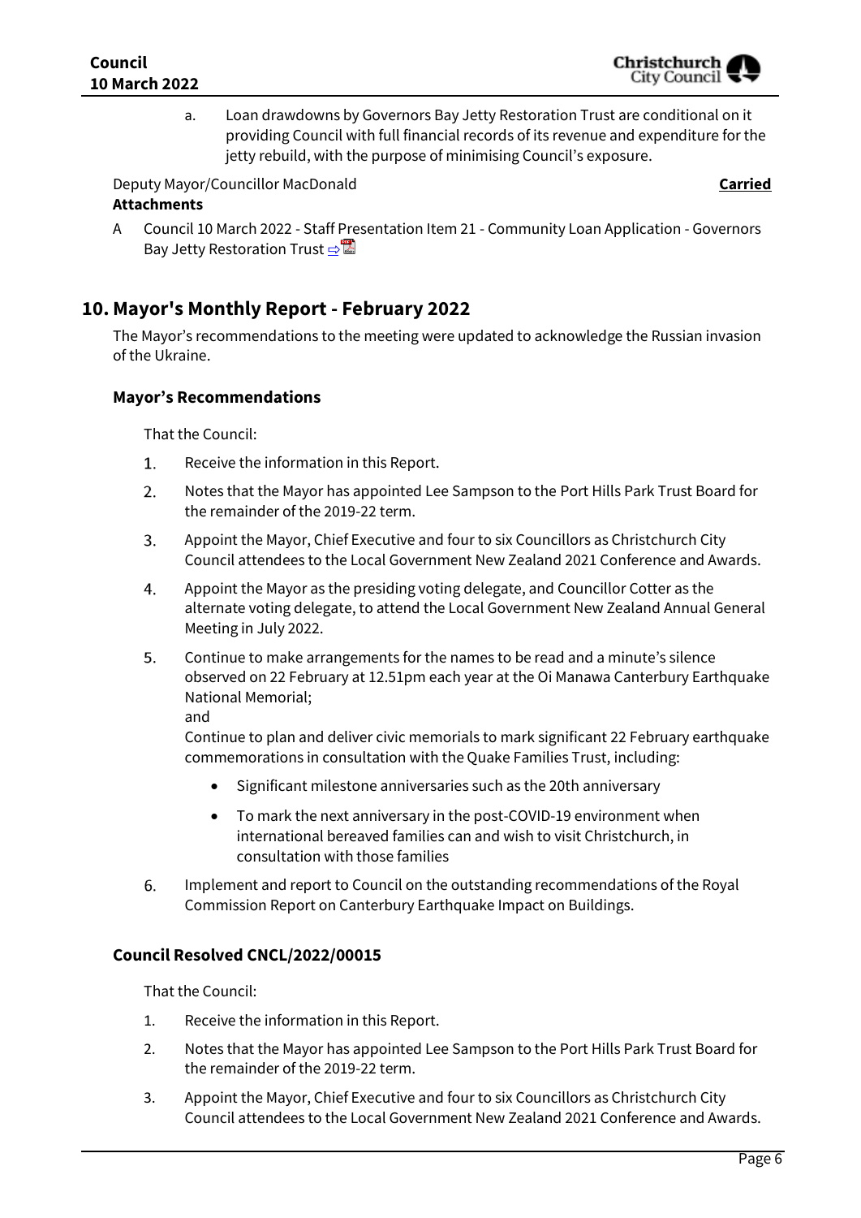a. Loan drawdowns by Governors Bay Jetty Restoration Trust are conditional on it providing Council with full financial records of its revenue and expenditure for the jetty rebuild, with the purpose of minimising Council's exposure.

Deputy Mayor/Councillor MacDonald **Carried**

**Attachments**

A Council 10 March 2022 - Staff Presentation Item 21 - Community Loan Application - Governors Bay Jetty Restoration Trust ⇨

## 10. Mayor's Monthly Report - February 2022

The Mayor's recommendations to the meeting were updated to acknowledge the Russian invasion of the Ukraine.

### Mayor's Recommendations

That the Council:

1. Receive the information in this Report.
2. Notes that the Mayor has appointed Lee Sampson to the Port Hills Park Trust Board for the remainder of the 2019-22 term.
3. Appoint the Mayor, Chief Executive and four to six Councillors as Christchurch City Council attendees to the Local Government New Zealand 2021 Conference and Awards.
4. Appoint the Mayor as the presiding voting delegate, and Councillor Cotter as the alternate voting delegate, to attend the Local Government New Zealand Annual General Meeting in July 2022.
5. Continue to make arrangements for the names to be read and a minute's silence observed on 22 February at 12.51pm each year at the Oi Manawa Canterbury Earthquake National Memorial;
   and
   Continue to plan and deliver civic memorials to mark significant 22 February earthquake commemorations in consultation with the Quake Families Trust, including:
   - Significant milestone anniversaries such as the 20th anniversary
   - To mark the next anniversary in the post-COVID-19 environment when international bereaved families can and wish to visit Christchurch, in consultation with those families
6. Implement and report to Council on the outstanding recommendations of the Royal Commission Report on Canterbury Earthquake Impact on Buildings.

### Council Resolved CNCL/2022/00015

That the Council:

1. Receive the information in this Report.
2. Notes that the Mayor has appointed Lee Sampson to the Port Hills Park Trust Board for the remainder of the 2019-22 term.
3. Appoint the Mayor, Chief Executive and four to six Councillors as Christchurch City Council attendees to the Local Government New Zealand 2021 Conference and Awards.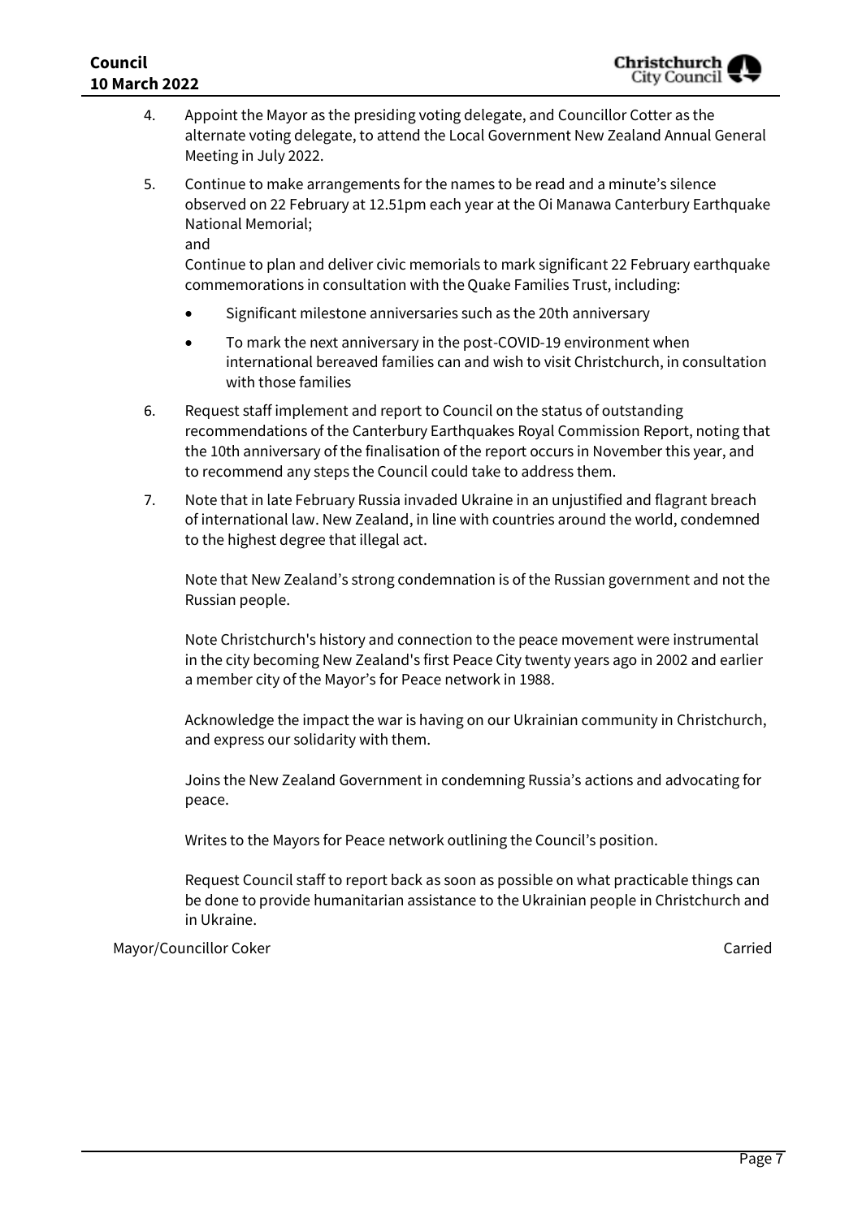4. Appoint the Mayor as the presiding voting delegate, and Councillor Cotter as the alternate voting delegate, to attend the Local Government New Zealand Annual General Meeting in July 2022.

5. Continue to make arrangements for the names to be read and a minute's silence observed on 22 February at 12.51pm each year at the Oi Manawa Canterbury Earthquake National Memorial;
   and
   Continue to plan and deliver civic memorials to mark significant 22 February earthquake commemorations in consultation with the Quake Families Trust, including:
   - Significant milestone anniversaries such as the 20th anniversary
   - To mark the next anniversary in the post-COVID-19 environment when international bereaved families can and wish to visit Christchurch, in consultation with those families

6. Request staff implement and report to Council on the status of outstanding recommendations of the Canterbury Earthquakes Royal Commission Report, noting that the 10th anniversary of the finalisation of the report occurs in November this year, and to recommend any steps the Council could take to address them.

7. Note that in late February Russia invaded Ukraine in an unjustified and flagrant breach of international law. New Zealand, in line with countries around the world, condemned to the highest degree that illegal act.

   Note that New Zealand's strong condemnation is of the Russian government and not the Russian people.

   Note Christchurch's history and connection to the peace movement were instrumental in the city becoming New Zealand's first Peace City twenty years ago in 2002 and earlier a member city of the Mayor's for Peace network in 1988.

   Acknowledge the impact the war is having on our Ukrainian community in Christchurch, and express our solidarity with them.

   Joins the New Zealand Government in condemning Russia's actions and advocating for peace.

   Writes to the Mayors for Peace network outlining the Council's position.

   Request Council staff to report back as soon as possible on what practicable things can be done to provide humanitarian assistance to the Ukrainian people in Christchurch and in Ukraine.

Mayor/Councillor Coker **Carried**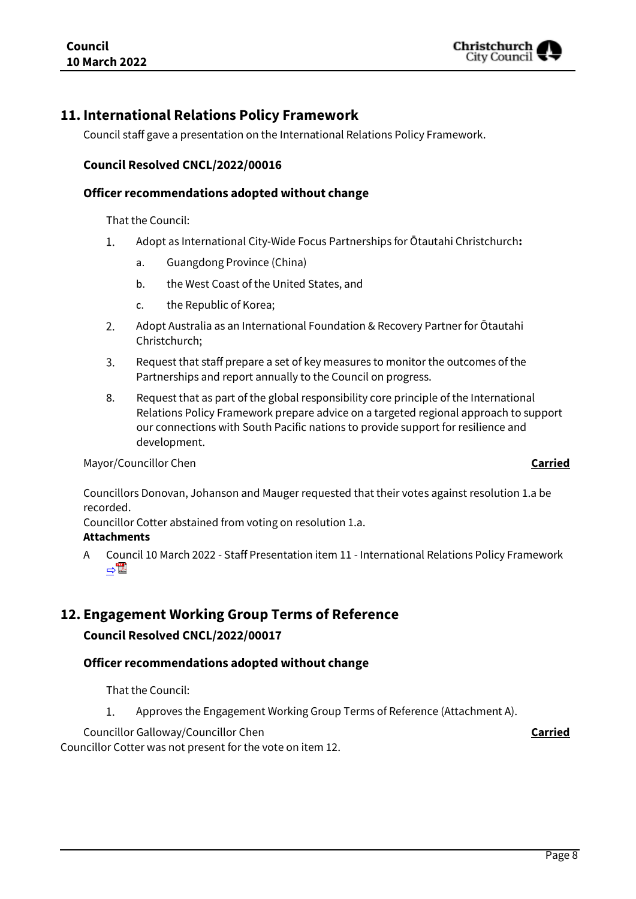## 11. International Relations Policy Framework

Council staff gave a presentation on the International Relations Policy Framework.

### Council Resolved CNCL/2022/00016

### Officer recommendations adopted without change

That the Council:

1. Adopt as International City-Wide Focus Partnerships for Ōtautahi Christchurch**:**
    a. Guangdong Province (China)
    b. the West Coast of the United States, and
    c. the Republic of Korea;
2. Adopt Australia as an International Foundation & Recovery Partner for Ōtautahi Christchurch;
3. Request that staff prepare a set of key measures to monitor the outcomes of the Partnerships and report annually to the Council on progress.

8. Request that as part of the global responsibility core principle of the International Relations Policy Framework prepare advice on a targeted regional approach to support our connections with South Pacific nations to provide support for resilience and development.

Mayor/Councillor Chen **Carried**

Councillors Donovan, Johanson and Mauger requested that their votes against resolution 1.a be recorded.
Councillor Cotter abstained from voting on resolution 1.a.

**Attachments**

A Council 10 March 2022 - Staff Presentation item 11 - International Relations Policy Framework

## 12. Engagement Working Group Terms of Reference

### Council Resolved CNCL/2022/00017

### Officer recommendations adopted without change

That the Council:

1. Approves the Engagement Working Group Terms of Reference (Attachment A).

Councillor Galloway/Councillor Chen **Carried**

Councillor Cotter was not present for the vote on item 12.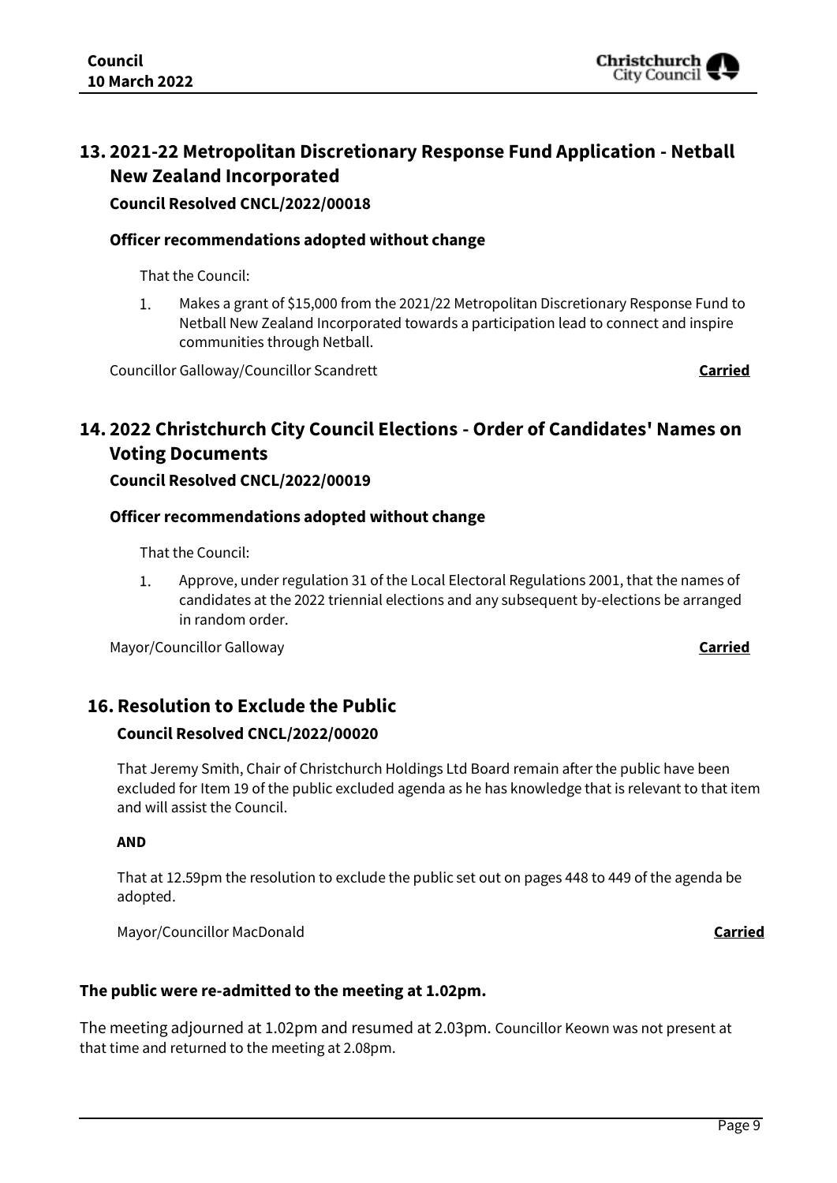## 13. 2021-22 Metropolitan Discretionary Response Fund Application - Netball New Zealand Incorporated

**Council Resolved CNCL/2022/00018**

**Officer recommendations adopted without change**

That the Council:

1. Makes a grant of $15,000 from the 2021/22 Metropolitan Discretionary Response Fund to Netball New Zealand Incorporated towards a participation lead to connect and inspire communities through Netball.

Councillor Galloway/Councillor Scandrett **Carried**

## 14. 2022 Christchurch City Council Elections - Order of Candidates' Names on Voting Documents

**Council Resolved CNCL/2022/00019**

**Officer recommendations adopted without change**

That the Council:

1. Approve, under regulation 31 of the Local Electoral Regulations 2001, that the names of candidates at the 2022 triennial elections and any subsequent by-elections be arranged in random order.

Mayor/Councillor Galloway **Carried**

## 16. Resolution to Exclude the Public

**Council Resolved CNCL/2022/00020**

That Jeremy Smith, Chair of Christchurch Holdings Ltd Board remain after the public have been excluded for Item 19 of the public excluded agenda as he has knowledge that is relevant to that item and will assist the Council.

**AND**

That at 12.59pm the resolution to exclude the public set out on pages 448 to 449 of the agenda be adopted.

Mayor/Councillor MacDonald **Carried**

**The public were re-admitted to the meeting at 1.02pm.**

The meeting adjourned at 1.02pm and resumed at 2.03pm. Councillor Keown was not present at that time and returned to the meeting at 2.08pm.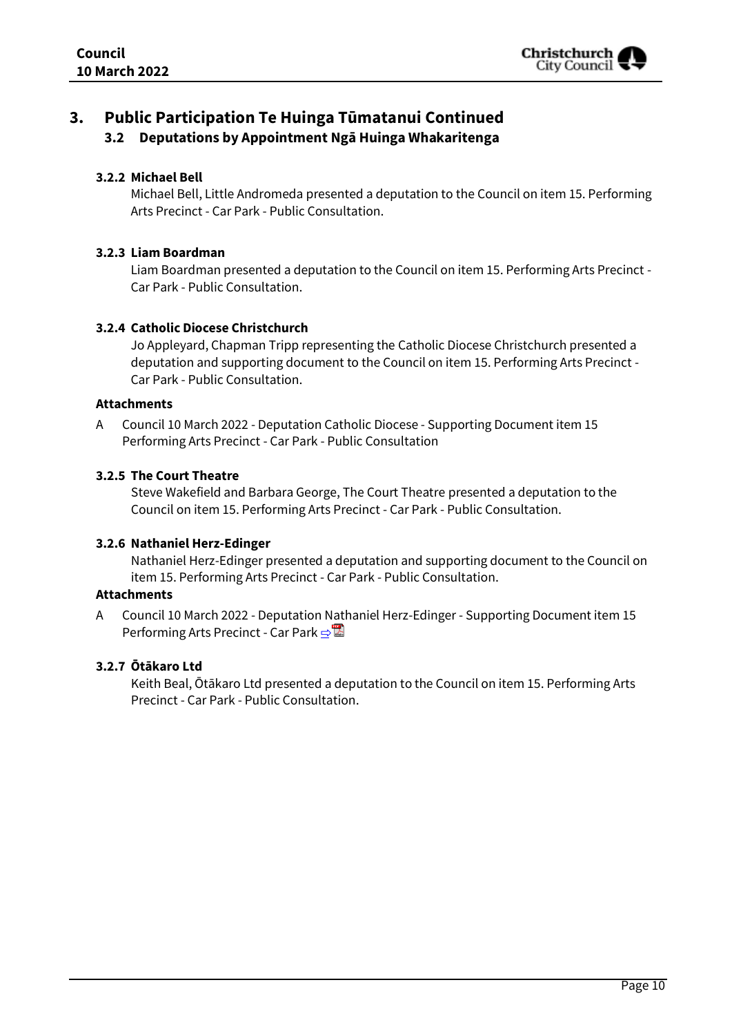# 3. Public Participation Te Huinga Tūmatanui Continued

## 3.2 Deputations by Appointment Ngā Huinga Whakaritenga

### 3.2.2 Michael Bell

Michael Bell, Little Andromeda presented a deputation to the Council on item 15. Performing Arts Precinct - Car Park - Public Consultation.

### 3.2.3 Liam Boardman

Liam Boardman presented a deputation to the Council on item 15. Performing Arts Precinct - Car Park - Public Consultation.

### 3.2.4 Catholic Diocese Christchurch

Jo Appleyard, Chapman Tripp representing the Catholic Diocese Christchurch presented a deputation and supporting document to the Council on item 15. Performing Arts Precinct - Car Park - Public Consultation.

**Attachments**

A Council 10 March 2022 - Deputation Catholic Diocese - Supporting Document item 15 Performing Arts Precinct - Car Park - Public Consultation

### 3.2.5 The Court Theatre

Steve Wakefield and Barbara George, The Court Theatre presented a deputation to the Council on item 15. Performing Arts Precinct - Car Park - Public Consultation.

### 3.2.6 Nathaniel Herz-Edinger

Nathaniel Herz-Edinger presented a deputation and supporting document to the Council on item 15. Performing Arts Precinct - Car Park - Public Consultation.

**Attachments**

A Council 10 March 2022 - Deputation Nathaniel Herz-Edinger - Supporting Document item 15 Performing Arts Precinct - Car Park

### 3.2.7 Ōtākaro Ltd

Keith Beal, Ōtākaro Ltd presented a deputation to the Council on item 15. Performing Arts Precinct - Car Park - Public Consultation.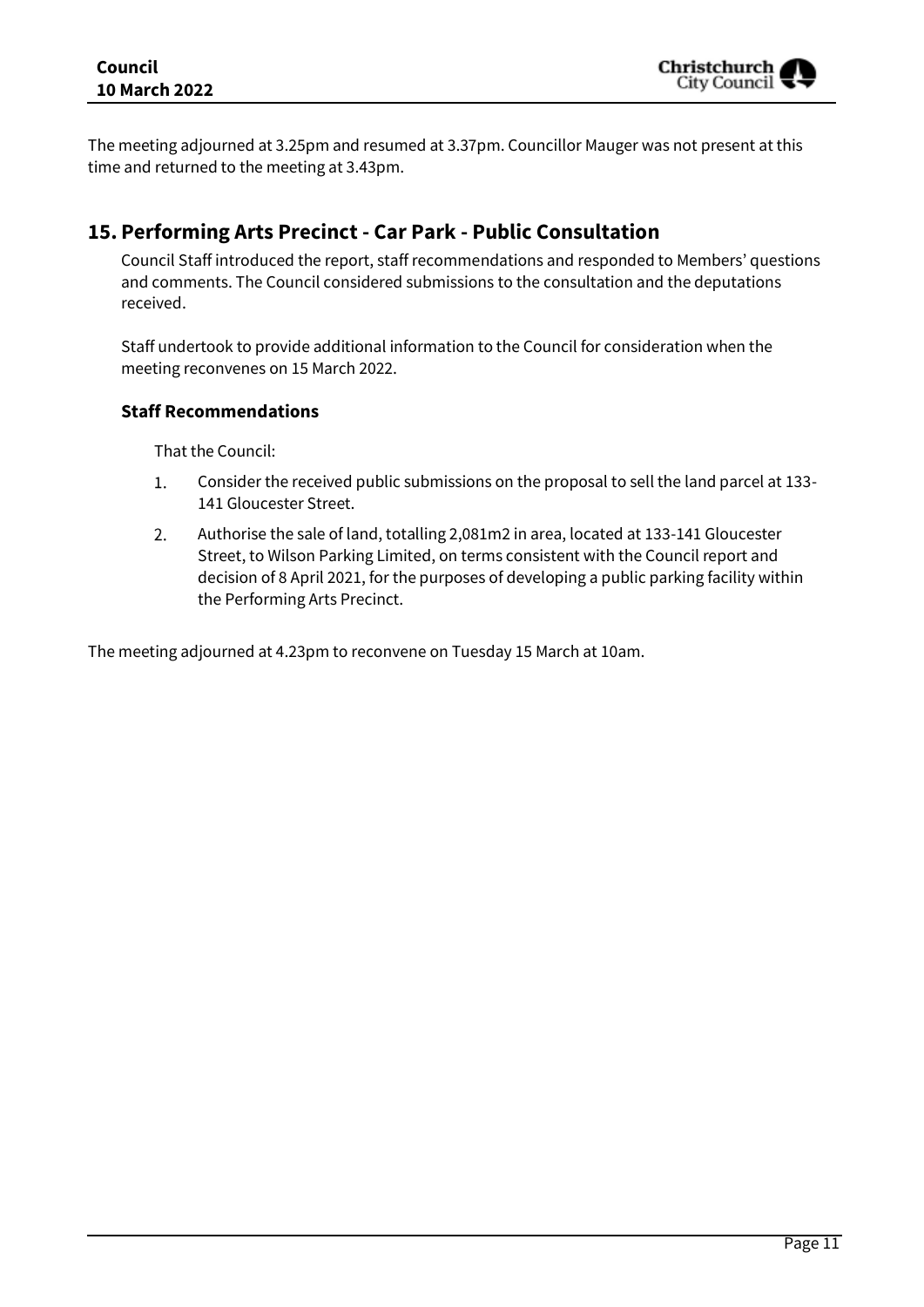The meeting adjourned at 3.25pm and resumed at 3.37pm. Councillor Mauger was not present at this time and returned to the meeting at 3.43pm.

## 15. Performing Arts Precinct - Car Park - Public Consultation

Council Staff introduced the report, staff recommendations and responded to Members' questions and comments. The Council considered submissions to the consultation and the deputations received.

Staff undertook to provide additional information to the Council for consideration when the meeting reconvenes on 15 March 2022.

### Staff Recommendations

That the Council:

1. Consider the received public submissions on the proposal to sell the land parcel at 133-141 Gloucester Street.
2. Authorise the sale of land, totalling 2,081m2 in area, located at 133-141 Gloucester Street, to Wilson Parking Limited, on terms consistent with the Council report and decision of 8 April 2021, for the purposes of developing a public parking facility within the Performing Arts Precinct.

The meeting adjourned at 4.23pm to reconvene on Tuesday 15 March at 10am.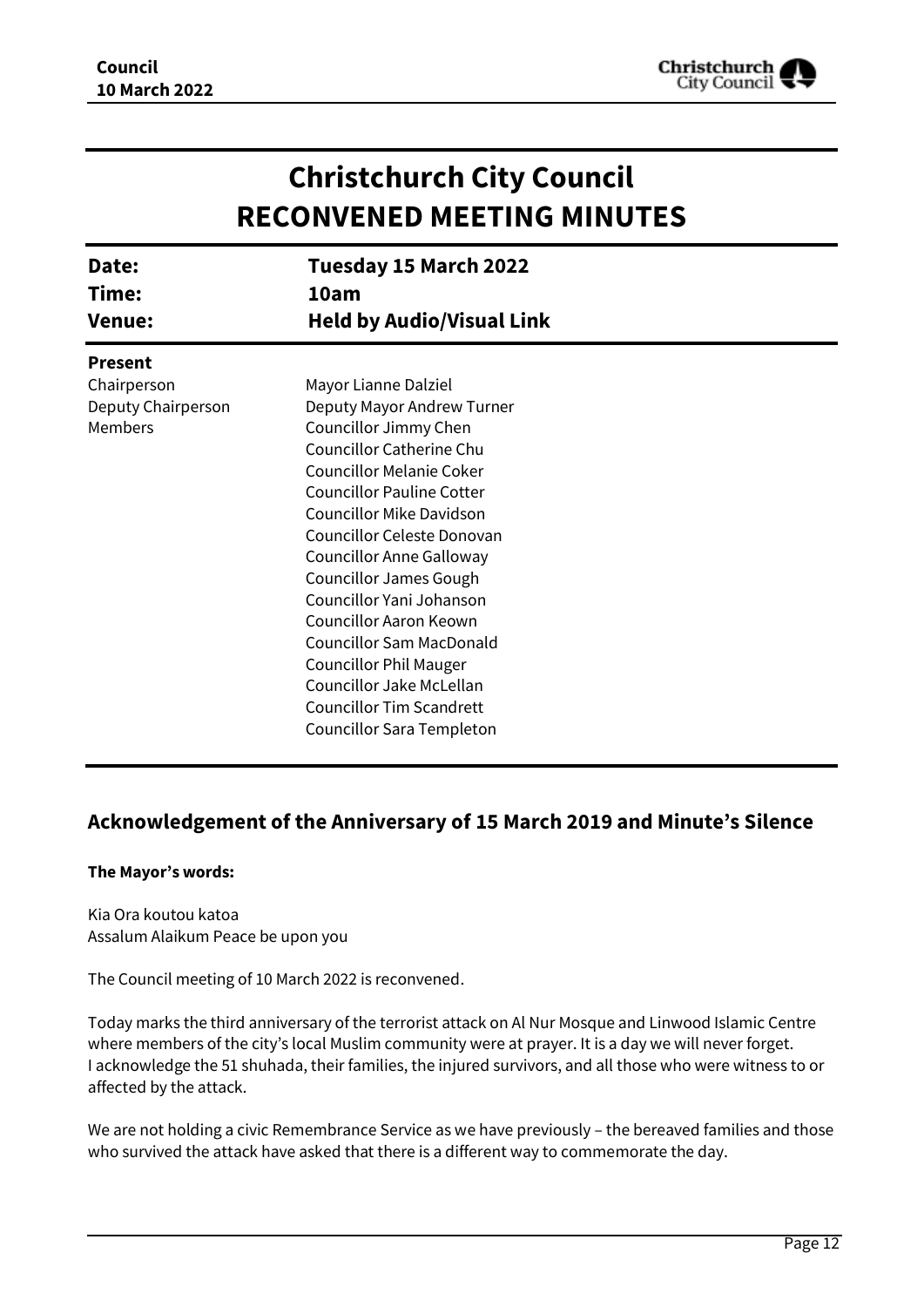# Christchurch City Council RECONVENED MEETING MINUTES

| | |
|---|---|
| **Date:** | **Tuesday 15 March 2022** |
| **Time:** | **10am** |
| **Venue:** | **Held by Audio/Visual Link** |

**Present**

| | |
|---|---|
| Chairperson | Mayor Lianne Dalziel |
| Deputy Chairperson | Deputy Mayor Andrew Turner |
| Members | Councillor Jimmy Chen |
| | Councillor Catherine Chu |
| | Councillor Melanie Coker |
| | Councillor Pauline Cotter |
| | Councillor Mike Davidson |
| | Councillor Celeste Donovan |
| | Councillor Anne Galloway |
| | Councillor James Gough |
| | Councillor Yani Johanson |
| | Councillor Aaron Keown |
| | Councillor Sam MacDonald |
| | Councillor Phil Mauger |
| | Councillor Jake McLellan |
| | Councillor Tim Scandrett |
| | Councillor Sara Templeton |

## Acknowledgement of the Anniversary of 15 March 2019 and Minute's Silence

**The Mayor's words:**

Kia Ora koutou katoa
Assalum Alaikum Peace be upon you

The Council meeting of 10 March 2022 is reconvened.

Today marks the third anniversary of the terrorist attack on Al Nur Mosque and Linwood Islamic Centre where members of the city's local Muslim community were at prayer. It is a day we will never forget. I acknowledge the 51 shuhada, their families, the injured survivors, and all those who were witness to or affected by the attack.

We are not holding a civic Remembrance Service as we have previously – the bereaved families and those who survived the attack have asked that there is a different way to commemorate the day.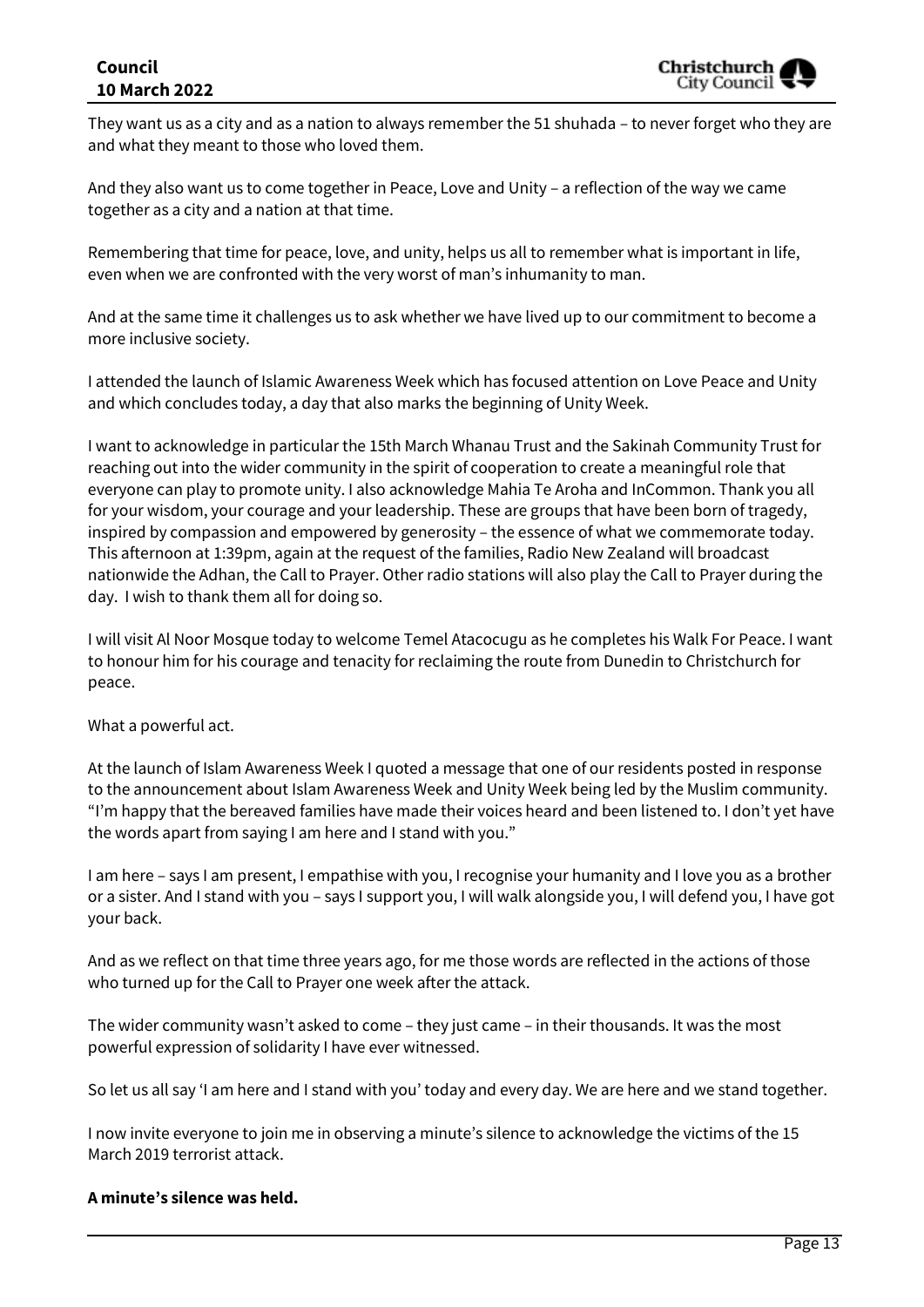They want us as a city and as a nation to always remember the 51 shuhada – to never forget who they are and what they meant to those who loved them.

And they also want us to come together in Peace, Love and Unity – a reflection of the way we came together as a city and a nation at that time.

Remembering that time for peace, love, and unity, helps us all to remember what is important in life, even when we are confronted with the very worst of man's inhumanity to man.

And at the same time it challenges us to ask whether we have lived up to our commitment to become a more inclusive society.

I attended the launch of Islamic Awareness Week which has focused attention on Love Peace and Unity and which concludes today, a day that also marks the beginning of Unity Week.

I want to acknowledge in particular the 15th March Whanau Trust and the Sakinah Community Trust for reaching out into the wider community in the spirit of cooperation to create a meaningful role that everyone can play to promote unity. I also acknowledge Mahia Te Aroha and InCommon. Thank you all for your wisdom, your courage and your leadership. These are groups that have been born of tragedy, inspired by compassion and empowered by generosity – the essence of what we commemorate today. This afternoon at 1:39pm, again at the request of the families, Radio New Zealand will broadcast nationwide the Adhan, the Call to Prayer. Other radio stations will also play the Call to Prayer during the day. I wish to thank them all for doing so.

I will visit Al Noor Mosque today to welcome Temel Atacocugu as he completes his Walk For Peace. I want to honour him for his courage and tenacity for reclaiming the route from Dunedin to Christchurch for peace.

What a powerful act.

At the launch of Islam Awareness Week I quoted a message that one of our residents posted in response to the announcement about Islam Awareness Week and Unity Week being led by the Muslim community. "I'm happy that the bereaved families have made their voices heard and been listened to. I don't yet have the words apart from saying I am here and I stand with you."

I am here – says I am present, I empathise with you, I recognise your humanity and I love you as a brother or a sister. And I stand with you – says I support you, I will walk alongside you, I will defend you, I have got your back.

And as we reflect on that time three years ago, for me those words are reflected in the actions of those who turned up for the Call to Prayer one week after the attack.

The wider community wasn't asked to come – they just came – in their thousands. It was the most powerful expression of solidarity I have ever witnessed.

So let us all say 'I am here and I stand with you' today and every day. We are here and we stand together.

I now invite everyone to join me in observing a minute's silence to acknowledge the victims of the 15 March 2019 terrorist attack.

**A minute's silence was held.**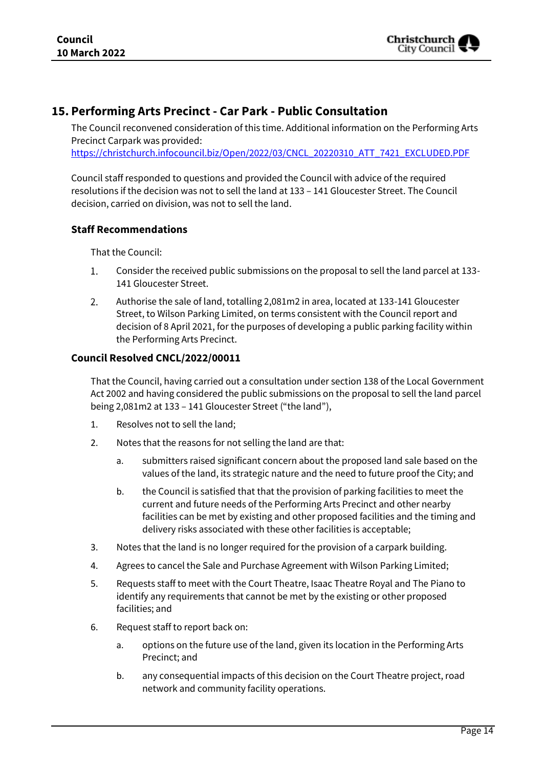## 15. Performing Arts Precinct - Car Park - Public Consultation

The Council reconvened consideration of this time. Additional information on the Performing Arts Precinct Carpark was provided: https://christchurch.infocouncil.biz/Open/2022/03/CNCL_20220310_ATT_7421_EXCLUDED.PDF

Council staff responded to questions and provided the Council with advice of the required resolutions if the decision was not to sell the land at 133 – 141 Gloucester Street. The Council decision, carried on division, was not to sell the land.

### Staff Recommendations

That the Council:

1. Consider the received public submissions on the proposal to sell the land parcel at 133-141 Gloucester Street.
2. Authorise the sale of land, totalling 2,081m2 in area, located at 133-141 Gloucester Street, to Wilson Parking Limited, on terms consistent with the Council report and decision of 8 April 2021, for the purposes of developing a public parking facility within the Performing Arts Precinct.

### Council Resolved CNCL/2022/00011

That the Council, having carried out a consultation under section 138 of the Local Government Act 2002 and having considered the public submissions on the proposal to sell the land parcel being 2,081m2 at 133 – 141 Gloucester Street ("the land"),

1. Resolves not to sell the land;
2. Notes that the reasons for not selling the land are that:
   a. submitters raised significant concern about the proposed land sale based on the values of the land, its strategic nature and the need to future proof the City; and
   b. the Council is satisfied that that the provision of parking facilities to meet the current and future needs of the Performing Arts Precinct and other nearby facilities can be met by existing and other proposed facilities and the timing and delivery risks associated with these other facilities is acceptable;
3. Notes that the land is no longer required for the provision of a carpark building.
4. Agrees to cancel the Sale and Purchase Agreement with Wilson Parking Limited;
5. Requests staff to meet with the Court Theatre, Isaac Theatre Royal and The Piano to identify any requirements that cannot be met by the existing or other proposed facilities; and
6. Request staff to report back on:
   a. options on the future use of the land, given its location in the Performing Arts Precinct; and
   b. any consequential impacts of this decision on the Court Theatre project, road network and community facility operations.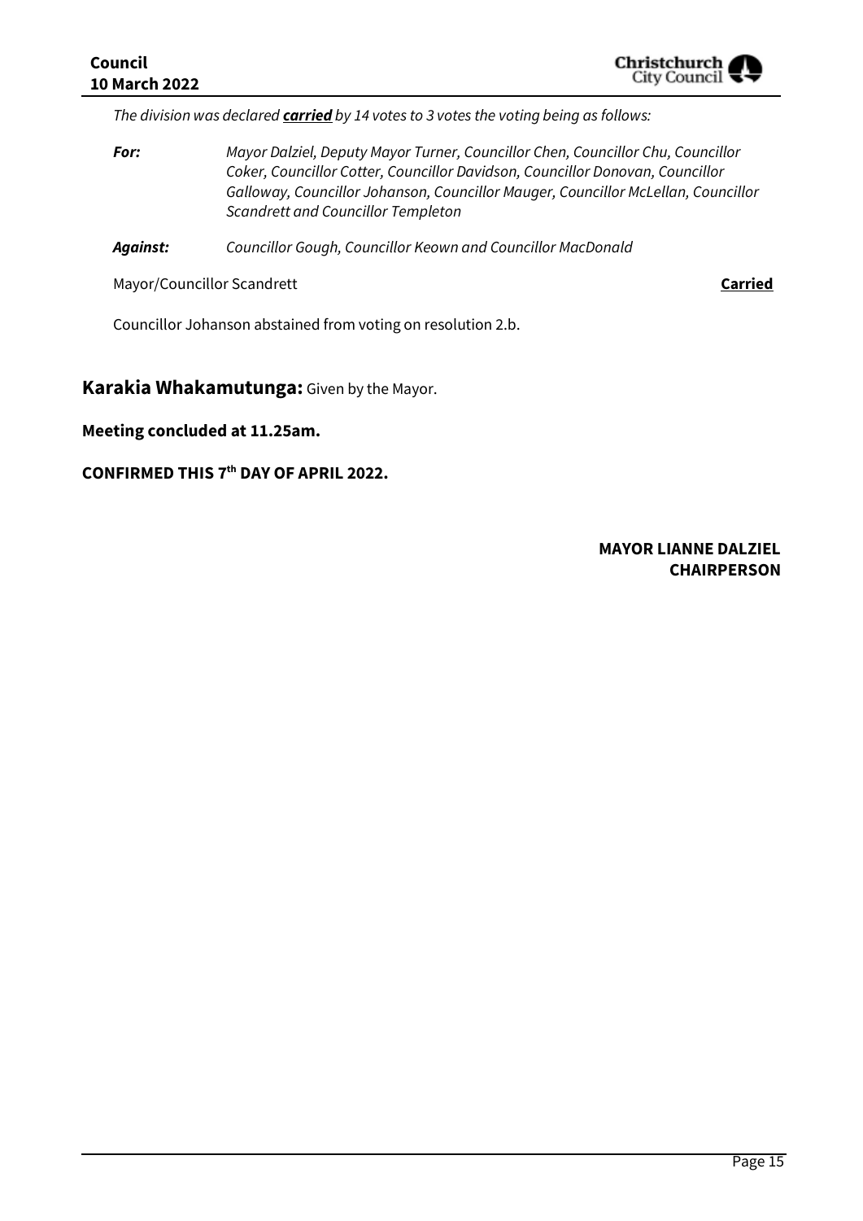*The division was declared **carried** by 14 votes to 3 votes the voting being as follows:*

***For:*** *Mayor Dalziel, Deputy Mayor Turner, Councillor Chen, Councillor Chu, Councillor Coker, Councillor Cotter, Councillor Davidson, Councillor Donovan, Councillor Galloway, Councillor Johanson, Councillor Mauger, Councillor McLellan, Councillor Scandrett and Councillor Templeton*

***Against:*** *Councillor Gough, Councillor Keown and Councillor MacDonald*

Mayor/Councillor Scandrett **Carried**

Councillor Johanson abstained from voting on resolution 2.b.

**Karakia Whakamutunga:** Given by the Mayor.

**Meeting concluded at 11.25am.**

**CONFIRMED THIS 7th DAY OF APRIL 2022.**

**MAYOR LIANNE DALZIEL**
**CHAIRPERSON**